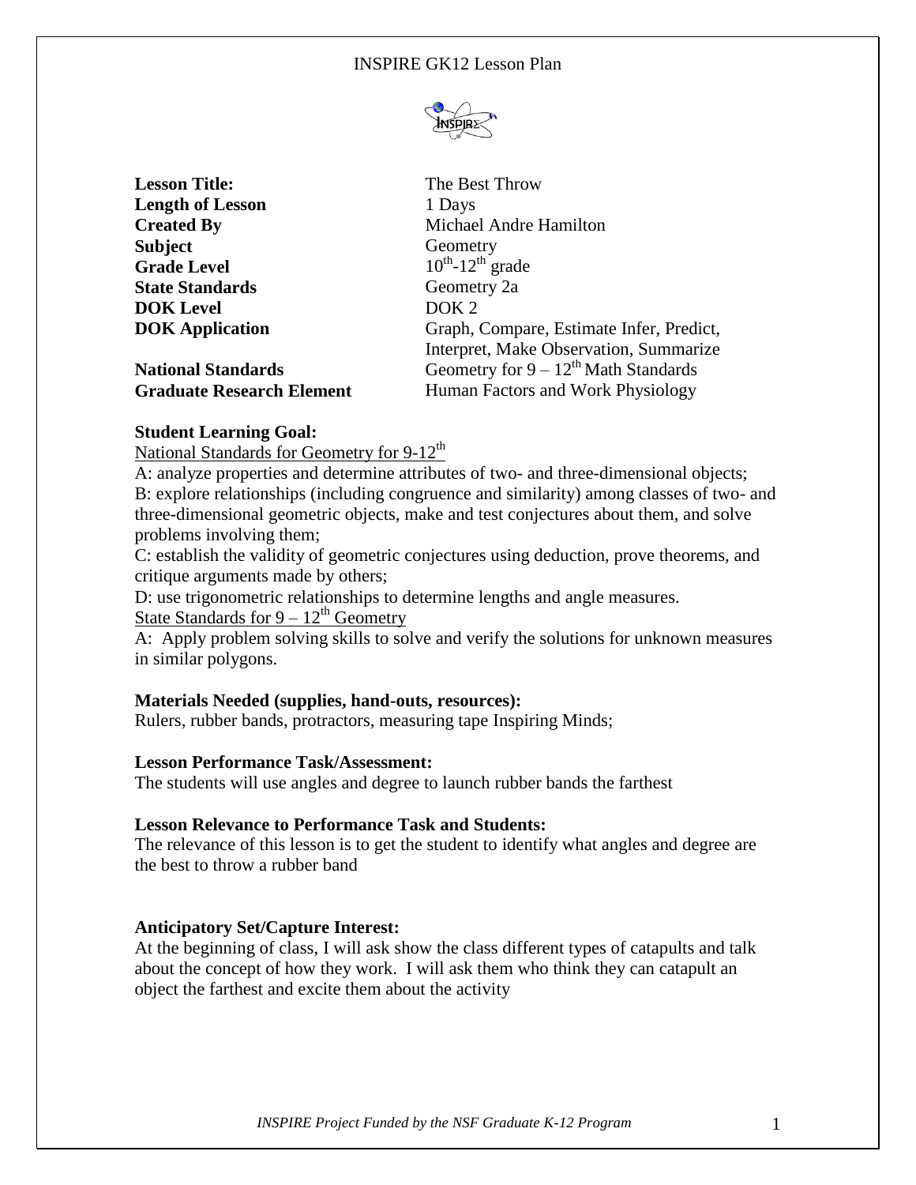**Lesson Title:** The Best Throw
**Length of Lesson** 1 Days
**Created By** Michael Andre Hamilton
**Subject** Geometry
**Grade Level** $10^{th}$-$12^{th}$ grade
**State Standards** Geometry 2a
**DOK Level** DOK 2
**DOK Application** Graph, Compare, Estimate Infer, Predict, Interpret, Make Observation, Summarize
**National Standards** Geometry for 9 – $12^{th}$ Math Standards
**Graduate Research Element** Human Factors and Work Physiology

**Student Learning Goal:**

National Standards for Geometry for 9-$12^{th}$

A: analyze properties and determine attributes of two- and three-dimensional objects;
B: explore relationships (including congruence and similarity) among classes of two- and three-dimensional geometric objects, make and test conjectures about them, and solve problems involving them;
C: establish the validity of geometric conjectures using deduction, prove theorems, and critique arguments made by others;
D: use trigonometric relationships to determine lengths and angle measures.

State Standards for 9 – $12^{th}$ Geometry

A: Apply problem solving skills to solve and verify the solutions for unknown measures in similar polygons.

**Materials Needed (supplies, hand-outs, resources):**

Rulers, rubber bands, protractors, measuring tape Inspiring Minds;

**Lesson Performance Task/Assessment:**

The students will use angles and degree to launch rubber bands the farthest

**Lesson Relevance to Performance Task and Students:**

The relevance of this lesson is to get the student to identify what angles and degree are the best to throw a rubber band

**Anticipatory Set/Capture Interest:**

At the beginning of class, I will ask show the class different types of catapults and talk about the concept of how they work. I will ask them who think they can catapult an object the farthest and excite them about the activity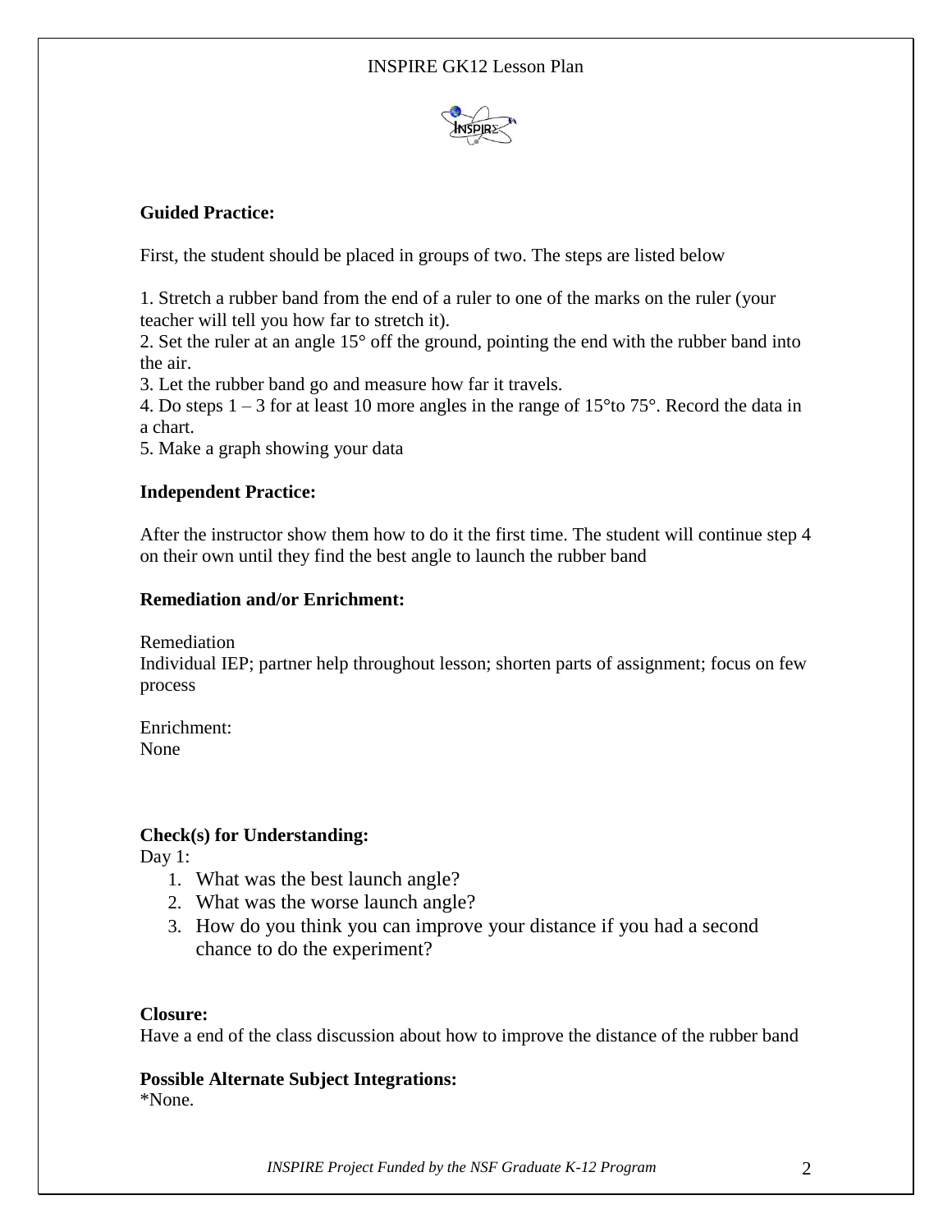**Guided Practice:**

First, the student should be placed in groups of two. The steps are listed below

1. Stretch a rubber band from the end of a ruler to one of the marks on the ruler (your teacher will tell you how far to stretch it).
2. Set the ruler at an angle 15° off the ground, pointing the end with the rubber band into the air.
3. Let the rubber band go and measure how far it travels.
4. Do steps 1 – 3 for at least 10 more angles in the range of 15°to 75°. Record the data in a chart.
5. Make a graph showing your data

**Independent Practice:**

After the instructor show them how to do it the first time. The student will continue step 4 on their own until they find the best angle to launch the rubber band

**Remediation and/or Enrichment:**

Remediation
Individual IEP; partner help throughout lesson; shorten parts of assignment; focus on few process

Enrichment:
None

**Check(s) for Understanding:**
Day 1:

1. What was the best launch angle?
2. What was the worse launch angle?
3. How do you think you can improve your distance if you had a second chance to do the experiment?

**Closure:**
Have a end of the class discussion about how to improve the distance of the rubber band

**Possible Alternate Subject Integrations:**
*None.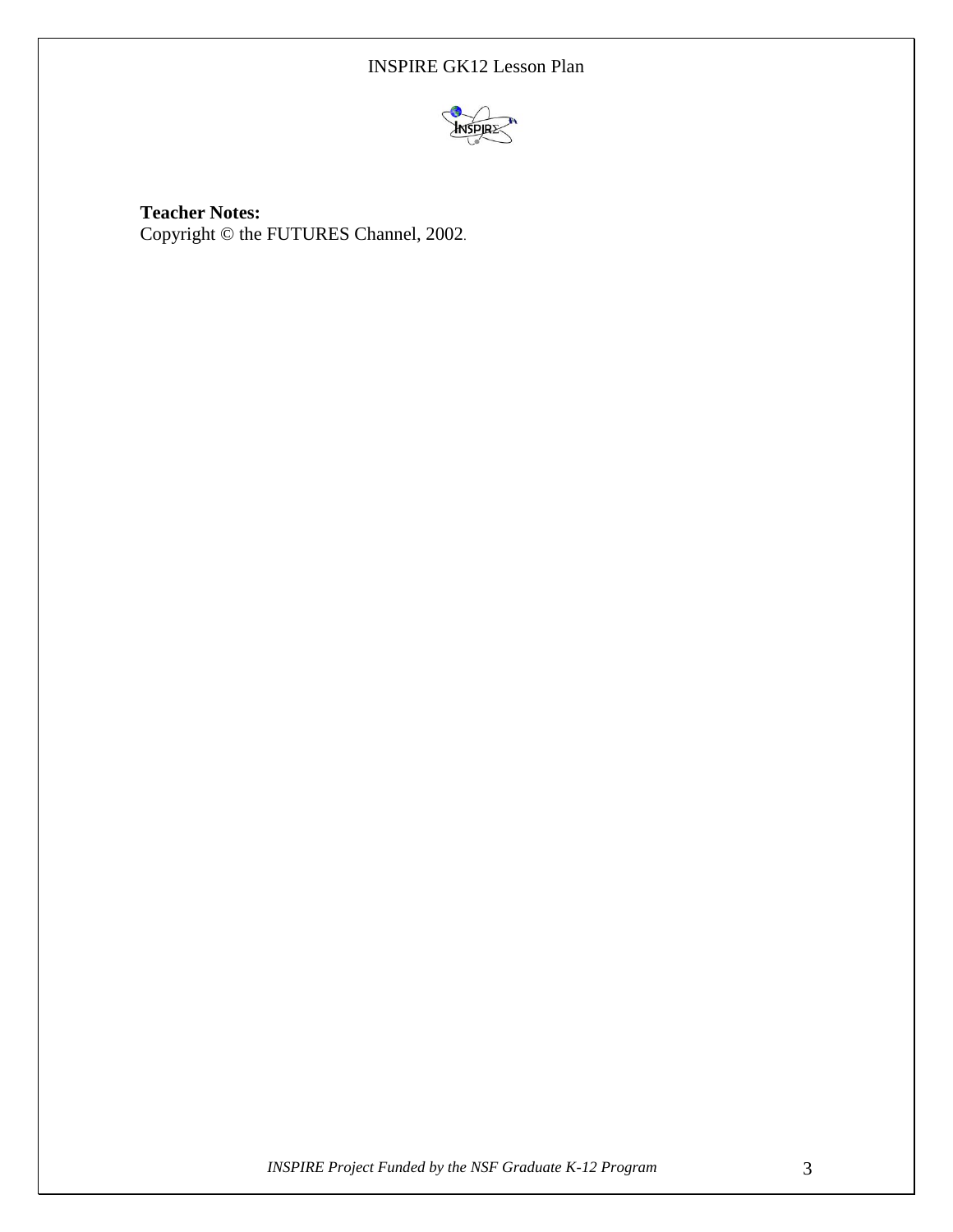**Teacher Notes:**
Copyright © the FUTURES Channel, 2002.